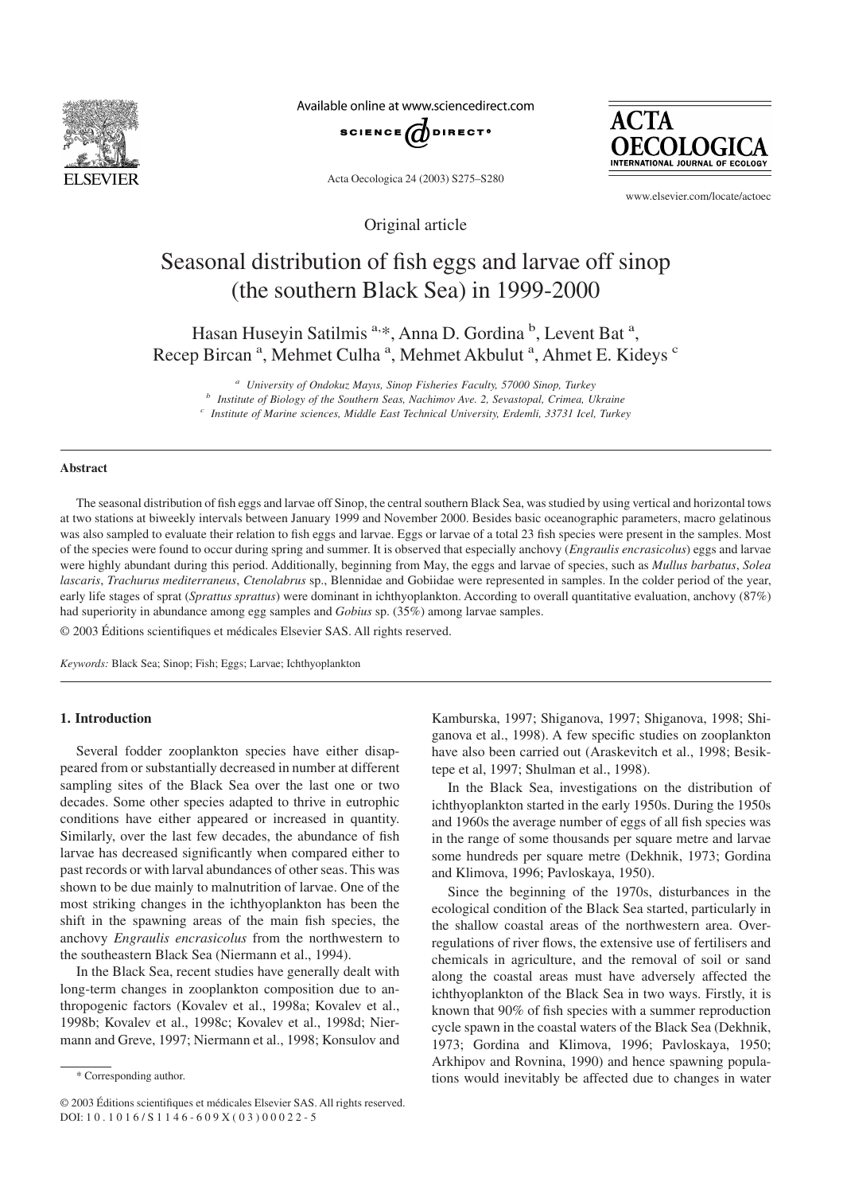Original article

# Seasonal distribution of fish eggs and larvae off sinop (the southern Black Sea) in 1999-2000

Hasan Huseyin Satilmis [a,*], Anna D. Gordina [b], Levent Bat [a], Recep Bircan [a], Mehmet Culha [a], Mehmet Akbulut [a], Ahmet E. Kideys [c]

[a] *University of Ondokuz Mayıs, Sinop Fisheries Faculty, 57000 Sinop, Turkey*

[b] *Institute of Biology of the Southern Seas, Nachimov Ave. 2, Sevastopal, Crimea, Ukraine*

[c] *Institute of Marine sciences, Middle East Technical University, Erdemli, 33731 Icel, Turkey*

## Abstract

The seasonal distribution of fish eggs and larvae off Sinop, the central southern Black Sea, was studied by using vertical and horizontal tows at two stations at biweekly intervals between January 1999 and November 2000. Besides basic oceanographic parameters, macro gelatinous was also sampled to evaluate their relation to fish eggs and larvae. Eggs or larvae of a total 23 fish species were present in the samples. Most of the species were found to occur during spring and summer. It is observed that especially anchovy (*Engraulis encrasicolus*) eggs and larvae were highly abundant during this period. Additionally, beginning from May, the eggs and larvae of species, such as *Mullus barbatus*, *Solea lascaris*, *Trachurus mediterraneus*, *Ctenolabrus* sp., Blennidae and Gobiidae were represented in samples. In the colder period of the year, early life stages of sprat (*Sprattus sprattus*) were dominant in ichthyoplankton. According to overall quantitative evaluation, anchovy (87%) had superiority in abundance among egg samples and *Gobius* sp. (35%) among larvae samples.

© 2003 Éditions scientifiques et médicales Elsevier SAS. All rights reserved.

*Keywords:* Black Sea; Sinop; Fish; Eggs; Larvae; Ichthyoplankton

## 1. Introduction

Several fodder zooplankton species have either disappeared from or substantially decreased in number at different sampling sites of the Black Sea over the last one or two decades. Some other species adapted to thrive in eutrophic conditions have either appeared or increased in quantity. Similarly, over the last few decades, the abundance of fish larvae has decreased significantly when compared either to past records or with larval abundances of other seas. This was shown to be due mainly to malnutrition of larvae. One of the most striking changes in the ichthyoplankton has been the shift in the spawning areas of the main fish species, the anchovy *Engraulis encrasicolus* from the northwestern to the southeastern Black Sea (Niermann et al., 1994).

In the Black Sea, recent studies have generally dealt with long-term changes in zooplankton composition due to anthropogenic factors (Kovalev et al., 1998a; Kovalev et al., 1998b; Kovalev et al., 1998c; Kovalev et al., 1998d; Niermann and Greve, 1997; Niermann et al., 1998; Konsulov and Kamburska, 1997; Shiganova, 1997; Shiganova, 1998; Shiganova et al., 1998). A few specific studies on zooplankton have also been carried out (Araskevitch et al., 1998; Besiktepe et al, 1997; Shulman et al., 1998).

In the Black Sea, investigations on the distribution of ichthyoplankton started in the early 1950s. During the 1950s and 1960s the average number of eggs of all fish species was in the range of some thousands per square metre and larvae some hundreds per square metre (Dekhnik, 1973; Gordina and Klimova, 1996; Pavloskaya, 1950).

Since the beginning of the 1970s, disturbances in the ecological condition of the Black Sea started, particularly in the shallow coastal areas of the northwestern area. Overregulations of river flows, the extensive use of fertilisers and chemicals in agriculture, and the removal of soil or sand along the coastal areas must have adversely affected the ichthyoplankton of the Black Sea in two ways. Firstly, it is known that 90% of fish species with a summer reproduction cycle spawn in the coastal waters of the Black Sea (Dekhnik, 1973; Gordina and Klimova, 1996; Pavloskaya, 1950; Arkhipov and Rovnina, 1990) and hence spawning populations would inevitably be affected due to changes in water

* Corresponding author.

© 2003 Éditions scientifiques et médicales Elsevier SAS. All rights reserved.
DOI: 10.1016/S1146-609X(03)00022-5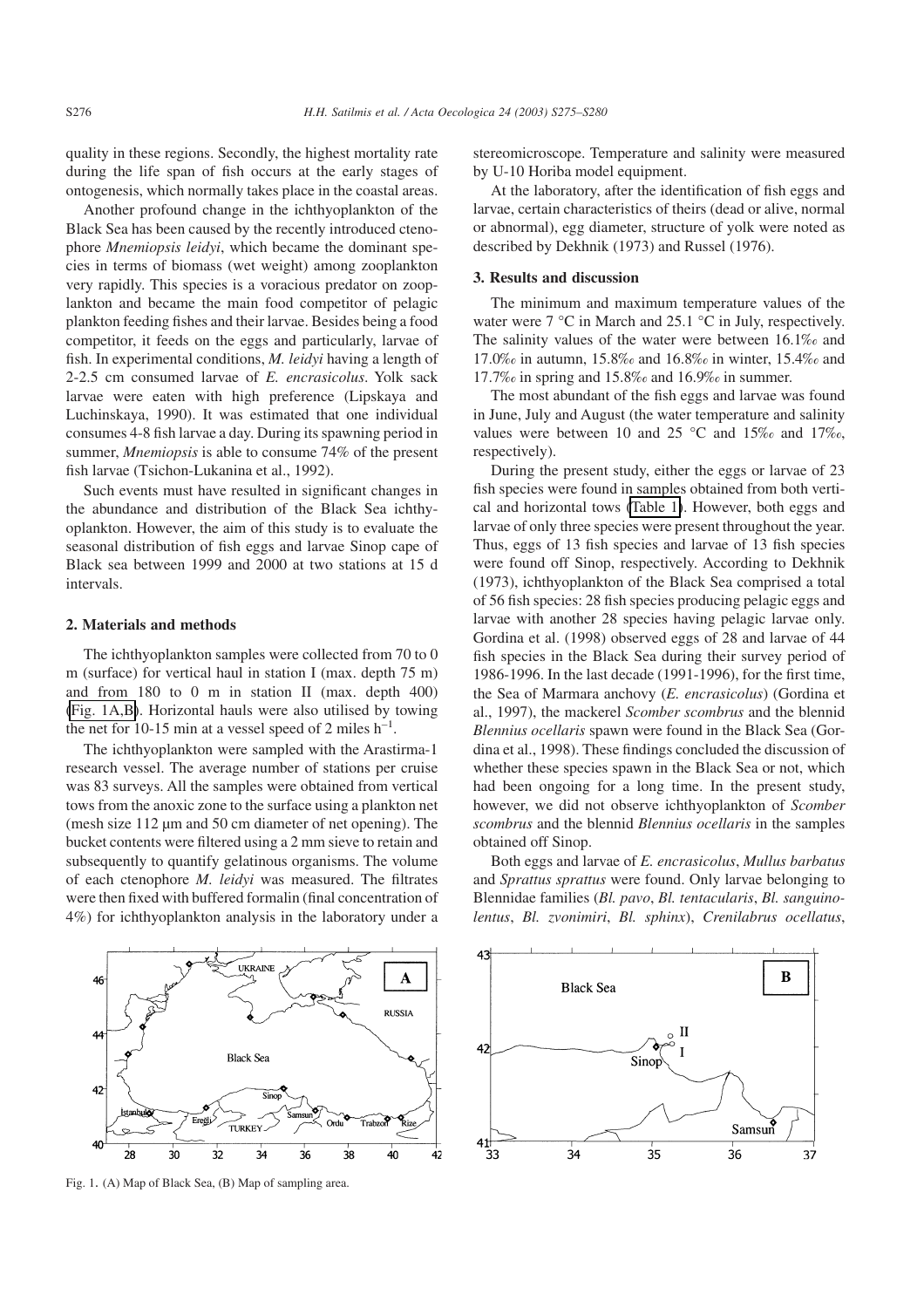quality in these regions. Secondly, the highest mortality rate during the life span of fish occurs at the early stages of ontogenesis, which normally takes place in the coastal areas.

Another profound change in the ichthyoplankton of the Black Sea has been caused by the recently introduced ctenophore *Mnemiopsis leidyi*, which became the dominant species in terms of biomass (wet weight) among zooplankton very rapidly. This species is a voracious predator on zooplankton and became the main food competitor of pelagic plankton feeding fishes and their larvae. Besides being a food competitor, it feeds on the eggs and particularly, larvae of fish. In experimental conditions, *M. leidyi* having a length of 2-2.5 cm consumed larvae of *E. encrasicolus*. Yolk sack larvae were eaten with high preference (Lipskaya and Luchinskaya, 1990). It was estimated that one individual consumes 4-8 fish larvae a day. During its spawning period in summer, *Mnemiopsis* is able to consume 74% of the present fish larvae (Tsichon-Lukanina et al., 1992).

Such events must have resulted in significant changes in the abundance and distribution of the Black Sea ichthyoplankton. However, the aim of this study is to evaluate the seasonal distribution of fish eggs and larvae Sinop cape of Black sea between 1999 and 2000 at two stations at 15 d intervals.

## 2. Materials and methods

The ichthyoplankton samples were collected from 70 to 0 m (surface) for vertical haul in station I (max. depth 75 m) and from 180 to 0 m in station II (max. depth 400) (Fig. 1A,B). Horizontal hauls were also utilised by towing the net for 10-15 min at a vessel speed of 2 miles $h^{-1}$.

The ichthyoplankton were sampled with the Arastirma-1 research vessel. The average number of stations per cruise was 83 surveys. All the samples were obtained from vertical tows from the anoxic zone to the surface using a plankton net (mesh size 112 µm and 50 cm diameter of net opening). The bucket contents were filtered using a 2 mm sieve to retain and subsequently to quantify gelatinous organisms. The volume of each ctenophore *M. leidyi* was measured. The filtrates were then fixed with buffered formalin (final concentration of 4%) for ichthyoplankton analysis in the laboratory under a stereomicroscope. Temperature and salinity were measured by U-10 Horiba model equipment.

At the laboratory, after the identification of fish eggs and larvae, certain characteristics of theirs (dead or alive, normal or abnormal), egg diameter, structure of yolk were noted as described by Dekhnik (1973) and Russel (1976).

## 3. Results and discussion

The minimum and maximum temperature values of the water were 7 °C in March and 25.1 °C in July, respectively. The salinity values of the water were between 16.1‰ and 17.0‰ in autumn, 15.8‰ and 16.8‰ in winter, 15.4‰ and 17.7‰ in spring and 15.8‰ and 16.9‰ in summer.

The most abundant of the fish eggs and larvae was found in June, July and August (the water temperature and salinity values were between 10 and 25 °C and 15‰ and 17‰, respectively).

During the present study, either the eggs or larvae of 23 fish species were found in samples obtained from both vertical and horizontal tows (Table 1). However, both eggs and larvae of only three species were present throughout the year. Thus, eggs of 13 fish species and larvae of 13 fish species were found off Sinop, respectively. According to Dekhnik (1973), ichthyoplankton of the Black Sea comprised a total of 56 fish species: 28 fish species producing pelagic eggs and larvae with another 28 species having pelagic larvae only. Gordina et al. (1998) observed eggs of 28 and larvae of 44 fish species in the Black Sea during their survey period of 1986-1996. In the last decade (1991-1996), for the first time, the Sea of Marmara anchovy (*E. encrasicolus*) (Gordina et al., 1997), the mackerel *Scomber scombrus* and the blennid *Blennius ocellaris* spawn were found in the Black Sea (Gordina et al., 1998). These findings concluded the discussion of whether these species spawn in the Black Sea or not, which had been ongoing for a long time. In the present study, however, we did not observe ichthyoplankton of *Scomber scombrus* and the blennid *Blennius ocellaris* in the samples obtained off Sinop.

Both eggs and larvae of *E. encrasicolus*, *Mullus barbatus* and *Sprattus sprattus* were found. Only larvae belonging to Blennidae families (*Bl. pavo*, *Bl. tentacularis*, *Bl. sanguinolentus*, *Bl. zvonimiri*, *Bl. sphinx*), *Crenilabrus ocellatus*,

Fig. 1. (A) Map of Black Sea, (B) Map of sampling area.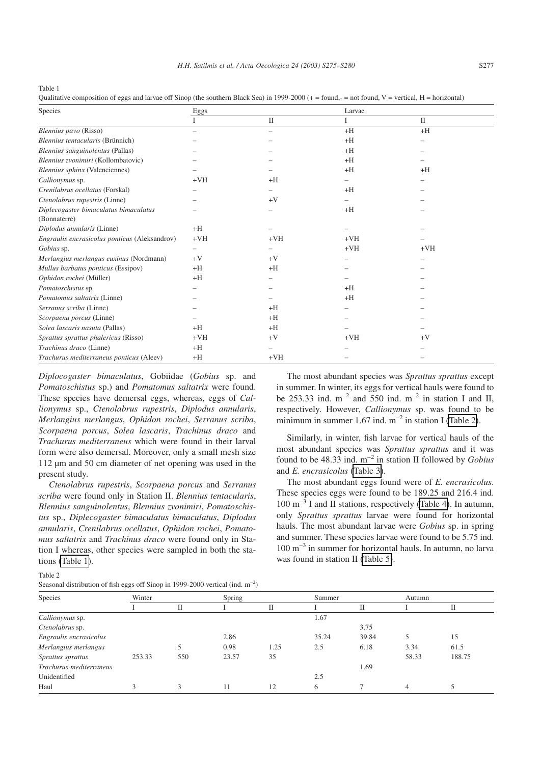Table 1
Qualitative composition of eggs and larvae off Sinop (the southern Black Sea) in 1999-2000 (+ = found,- = not found, V = vertical, H = horizontal)

| Species | Eggs | | Larvae | |
|---|---|---|---|---|
| | I | II | I | II |
| *Blennius pavo* (Risso) | – | – | +H | +H |
| *Blennius tentacularis* (Brünnich) | – | – | +H | – |
| *Blennius sanguinolentus* (Pallas) | – | – | +H | – |
| *Blennius zvonimiri* (Kollombatovic) | – | – | +H | – |
| *Blennius sphinx* (Valenciennes) | – | – | +H | +H |
| *Callionymus* sp. | +VH | +H | – | – |
| *Crenilabrus ocellatus* (Forskal) | – | – | +H | – |
| *Ctenolabrus rupestris* (Linne) | – | +V | – | – |
| *Diplecogaster bimaculatus bimaculatus* (Bonnaterre) | – | – | +H | – |
| *Diplodus annularis* (Linne) | +H | – | – | – |
| *Engraulis encrasicolus ponticus* (Aleksandrov) | +VH | +VH | +VH | – |
| *Gobius* sp. | – | – | +VH | +VH |
| *Merlangius merlangus euxinus* (Nordmann) | +V | +V | – | – |
| *Mullus barbatus ponticus* (Essipov) | +H | +H | – | – |
| *Ophidon rochei* (Müller) | +H | – | – | – |
| *Pomatoschistus* sp. | – | – | +H | – |
| *Pomatomus saltatrix* (Linne) | – | – | +H | – |
| *Serranus scriba* (Linne) | – | +H | – | – |
| *Scorpaena porcus* (Linne) | – | +H | – | – |
| *Solea lascaris nasuta* (Pallas) | +H | +H | – | – |
| *Sprattus sprattus phalericus* (Risso) | +VH | +V | +VH | +V |
| *Trachinus draco* (Linne) | +H | – | – | – |
| *Trachurus mediterraneus ponticus* (Aleev) | +H | +VH | – | – |

*Diplocogaster bimaculatus*, Gobiidae (*Gobius* sp. and *Pomatoschistus* sp.) and *Pomatomus saltatrix* were found. These species have demersal eggs, whereas, eggs of *Callionymus* sp., *Ctenolabrus rupestris*, *Diplodus annularis*, *Merlangius merlangus*, *Ophidon rochei*, *Serranus scriba*, *Scorpaena porcus*, *Solea lascaris*, *Trachinus draco* and *Trachurus mediterraneus* which were found in their larval form were also demersal. Moreover, only a small mesh size 112 µm and 50 cm diameter of net opening was used in the present study.

*Ctenolabrus rupestris*, *Scorpaena porcus* and *Serranus scriba* were found only in Station II. *Blennius tentacularis*, *Blennius sanguinolentus*, *Blennius zvonimiri*, *Pomatoschistus* sp., *Diplecogaster bimaculatus bimaculatus*, *Diplodus annularis*, *Crenilabrus ocellatus*, *Ophidon rochei*, *Pomatomus saltatrix* and *Trachinus draco* were found only in Station I whereas, other species were sampled in both the stations (Table 1).

The most abundant species was *Sprattus sprattus* except in summer. In winter, its eggs for vertical hauls were found to be 253.33 ind. $m^{-2}$ and 550 ind. $m^{-2}$ in station I and II, respectively. However, *Callionymus* sp. was found to be minimum in summer 1.67 ind. $m^{-2}$ in station I (Table 2).

Similarly, in winter, fish larvae for vertical hauls of the most abundant species was *Sprattus sprattus* and it was found to be 48.33 ind. $m^{-2}$ in station II followed by *Gobius* and *E. encrasicolus* (Table 3).

The most abundant eggs found were of *E. encrasicolus*. These species eggs were found to be 189.25 and 216.4 ind. 100 $m^{-3}$ I and II stations, respectively (Table 4). In autumn, only *Sprattus sprattus* larvae were found for horizontal hauls. The most abundant larvae were *Gobius* sp. in spring and summer. These species larvae were found to be 5.75 ind. 100 $m^{-3}$ in summer for horizontal hauls. In autumn, no larva was found in station II (Table 5).

Table 2
Seasonal distribution of fish eggs off Sinop in 1999-2000 vertical (ind. $m^{-2}$)

| Species | Winter | | Spring | | Summer | | Autumn | |
|---|---|---|---|---|---|---|---|---|
| | I | II | I | II | I | II | I | II |
| *Callionymus* sp. | | | | | 1.67 | | | |
| *Ctenolabrus* sp. | | | | | | 3.75 | | |
| *Engraulis encrasicolus* | | | 2.86 | | 35.24 | 39.84 | 5 | 15 |
| *Merlangius merlangus* | | 5 | 0.98 | 1.25 | 2.5 | 6.18 | 3.34 | 61.5 |
| *Sprattus sprattus* | 253.33 | 550 | 23.57 | 35 | | | 58.33 | 188.75 |
| *Trachurus mediterraneus* | | | | | | 1.69 | | |
| Unidentified | | | | | 2.5 | | | |
| Haul | 3 | 3 | 11 | 12 | 6 | 7 | 4 | 5 |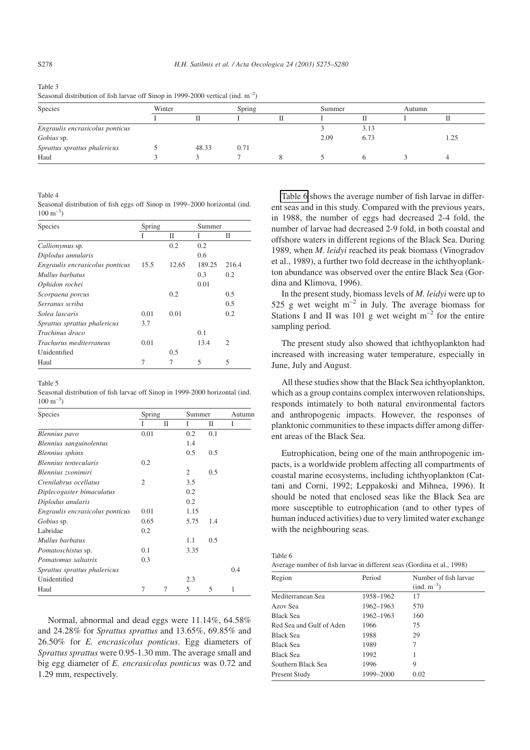Table 3
Seasonal distribution of fish larvae off Sinop in 1999-2000 vertical (ind. m$^{-2}$)

| Species | Winter | | Spring | | Summer | | Autumn | |
|---|---|---|---|---|---|---|---|---|
| | I | II | I | II | I | II | I | II |
| *Engraulis encrasicolus ponticus* | | | | | 3 | 3.13 | | |
| *Gobius* sp. | | | | | 2.09 | 6.73 | | 1.25 |
| *Sprattus sprattus phalericus* | 5 | 48.33 | 0.71 | | | | | |
| Haul | 3 | 3 | 7 | 8 | 5 | 6 | 3 | 4 |

Table 4
Seasonal distribution of fish eggs off Sinop in 1999–2000 horizontal (ind. 100 m$^{-3}$)

| Species | Spring | | Summer | |
|---|---|---|---|---|
| | I | II | I | II |
| *Callionymus* sp. | | 0.2 | 0.2 | |
| *Diplodus annularis* | | | 0.6 | |
| *Engraulis encrasicolus ponticus* | 15.5 | 12.65 | 189.25 | 216.4 |
| *Mullus barbatus* | | | 0.3 | 0.2 |
| *Ophidon rochei* | | | 0.01 | |
| *Scorpaena porcus* | | 0.2 | | 0.5 |
| *Serranus scriba* | | | | 0.5 |
| *Solea lascaris* | 0.01 | 0.01 | | 0.2 |
| *Sprattus sprattus phalericus* | 3.7 | | | |
| *Trachinus draco* | | | 0.1 | |
| *Trachurus mediterraneus* | 0.01 | | 13.4 | 2 |
| Unidentified | | 0.5 | | |
| Haul | 7 | 7 | 5 | 5 |

Table 5
Seasonal distribution of fish larvae off Sinop in 1999-2000 horizontal (ind. 100 m$^{-3}$)

| Species | Spring | | Summer | | Autumn |
|---|---|---|---|---|---|
| | I | II | I | II | I |
| *Blennius pavo* | 0.01 | | 0.2 | 0.1 | |
| *Blennius sanguinolentus* | | | 1.4 | | |
| *Blennius sphinx* | | | 0.5 | 0.5 | |
| *Blennius tentecularis* | 0.2 | | | | |
| *Blennius zvonimiri* | | | 2 | 0.5 | |
| *Crenilabrus ocellatus* | 2 | | 3.5 | | |
| *Diplecogaster bimaculatus* | | | 0.2 | | |
| *Diplodus anularis* | | | 0.2 | | |
| *Engraulis encrasicolus ponticus* | 0.01 | | 1.15 | | |
| *Gobius* sp. | 0.65 | | 5.75 | 1.4 | |
| Labridae | 0.2 | | | | |
| *Mullus barbatus* | | | 1.1 | 0.5 | |
| *Pomatoschistus* sp. | 0.1 | | 3.35 | | |
| *Pomatomus saltatrix* | 0.3 | | | | |
| *Sprattus sprattus phalericus* | | | | | 0.4 |
| Unidentified | | | 2.3 | | |
| Haul | 7 | 7 | 5 | 5 | 1 |

Normal, abnormal and dead eggs were 11.14%, 64.58% and 24.28% for *Sprattus sprattus* and 13.65%, 69.85% and 26.50% for *E. encrasicolus ponticus*. Egg diameters of *Sprattus sprattus* were 0.95-1.30 mm. The average small and big egg diameter of *E. encrasicolus ponticus* was 0.72 and 1.29 mm, respectively.

Table 6 shows the average number of fish larvae in different seas and in this study. Compared with the previous years, in 1988, the number of eggs had decreased 2-4 fold, the number of larvae had decreased 2-9 fold, in both coastal and offshore waters in different regions of the Black Sea. During 1989, when *M. leidyi* reached its peak biomass (Vinogradov et al., 1989), a further two fold decrease in the ichthyoplankton abundance was observed over the entire Black Sea (Gordina and Klimova, 1996).

In the present study, biomass levels of *M. leidyi* were up to 525 g wet weight m$^{-2}$ in July. The average biomass for Stations I and II was 101 g wet weight m$^{-2}$ for the entire sampling period.

The present study also showed that ichthyoplankton had increased with increasing water temperature, especially in June, July and August.

All these studies show that the Black Sea ichthyoplankton, which as a group contains complex interwoven relationships, responds intimately to both natural environmental factors and anthropogenic impacts. However, the responses of planktonic communities to these impacts differ among different areas of the Black Sea.

Eutrophication, being one of the main anthropogenic impacts, is a worldwide problem affecting all compartments of coastal marine ecosystems, including ichthyoplankton (Cattani and Corni, 1992; Leppakoski and Mihnea, 1996). It should be noted that enclosed seas like the Black Sea are more susceptible to eutrophication (and to other types of human induced activities) due to very limited water exchange with the neighbouring seas.

Table 6
Average number of fish larvae in different seas (Gordina et al., 1998)

| Region | Period | Number of fish larvae (ind. m$^{-3}$) |
|---|---|---|
| Mediterranean Sea | 1958–1962 | 17 |
| Azov Sea | 1962–1963 | 570 |
| Black Sea | 1962–1963 | 160 |
| Red Sea and Gulf of Aden | 1966 | 75 |
| Black Sea | 1988 | 29 |
| Black Sea | 1989 | 7 |
| Black Sea | 1992 | 1 |
| Southern Black Sea | 1996 | 9 |
| Present Study | 1999–2000 | 0.02 |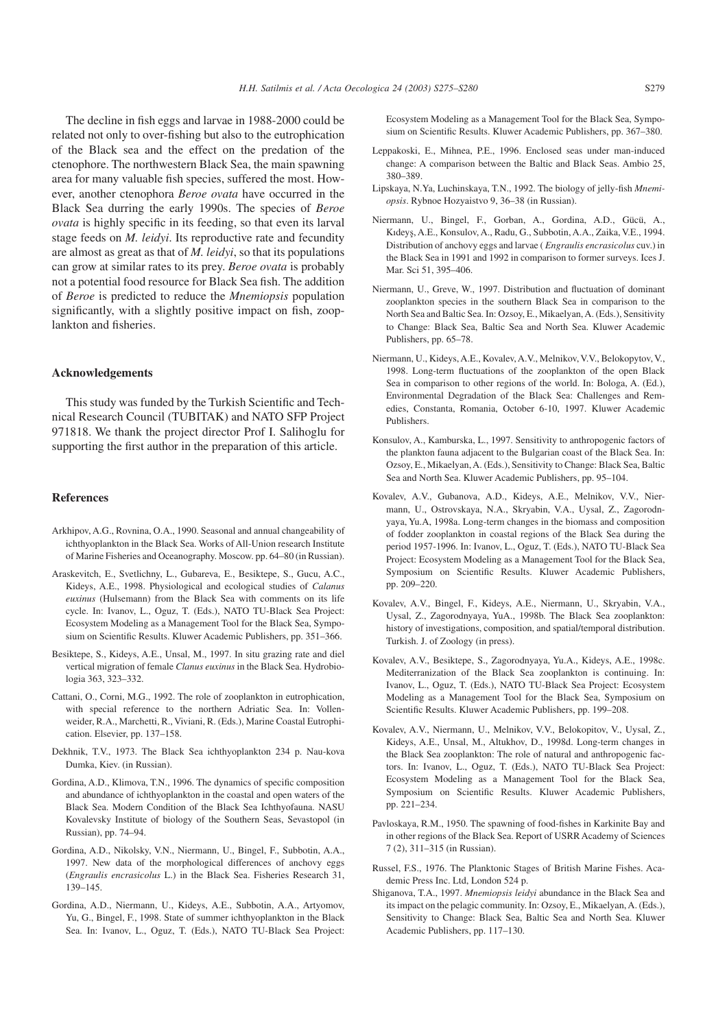The decline in fish eggs and larvae in 1988-2000 could be related not only to over-fishing but also to the eutrophication of the Black sea and the effect on the predation of the ctenophore. The northwestern Black Sea, the main spawning area for many valuable fish species, suffered the most. However, another ctenophora *Beroe ovata* have occurred in the Black Sea durring the early 1990s. The species of *Beroe ovata* is highly specific in its feeding, so that even its larval stage feeds on *M. leidyi*. Its reproductive rate and fecundity are almost as great as that of *M. leidyi*, so that its populations can grow at similar rates to its prey. *Beroe ovata* is probably not a potential food resource for Black Sea fish. The addition of *Beroe* is predicted to reduce the *Mnemiopsis* population significantly, with a slightly positive impact on fish, zooplankton and fisheries.

## Acknowledgements

This study was funded by the Turkish Scientific and Technical Research Council (TUBITAK) and NATO SFP Project 971818. We thank the project director Prof I. Salihoglu for supporting the first author in the preparation of this article.

## References

Arkhipov, A.G., Rovnina, O.A., 1990. Seasonal and annual changeability of ichthyoplankton in the Black Sea. Works of All-Union research Institute of Marine Fisheries and Oceanography. Moscow. pp. 64–80 (in Russian).

Araskevitch, E., Svetlichny, L., Gubareva, E., Besiktepe, S., Gucu, A.C., Kideys, A.E., 1998. Physiological and ecological studies of *Calanus euxinus* (Hulsemann) from the Black Sea with comments on its life cycle. In: Ivanov, L., Oguz, T. (Eds.), NATO TU-Black Sea Project: Ecosystem Modeling as a Management Tool for the Black Sea, Symposium on Scientific Results. Kluwer Academic Publishers, pp. 351–366.

Besiktepe, S., Kideys, A.E., Unsal, M., 1997. In situ grazing rate and diel vertical migration of female *Clanus euxinus* in the Black Sea. Hydrobiologia 363, 323–332.

Cattani, O., Corni, M.G., 1992. The role of zooplankton in eutrophication, with special reference to the northern Adriatic Sea. In: Vollenweider, R.A., Marchetti, R., Viviani, R. (Eds.), Marine Coastal Eutrophication. Elsevier, pp. 137–158.

Dekhnik, T.V., 1973. The Black Sea ichthyoplankton 234 p. Nau-kova Dumka, Kiev. (in Russian).

Gordina, A.D., Klimova, T.N., 1996. The dynamics of specific composition and abundance of ichthyoplankton in the coastal and open waters of the Black Sea. Modern Condition of the Black Sea Ichthyofauna. NASU Kovalevsky Institute of biology of the Southern Seas, Sevastopol (in Russian), pp. 74–94.

Gordina, A.D., Nikolsky, V.N., Niermann, U., Bingel, F., Subbotin, A.A., 1997. New data of the morphological differences of anchovy eggs (*Engraulis encrasicolus* L.) in the Black Sea. Fisheries Research 31, 139–145.

Gordina, A.D., Niermann, U., Kideys, A.E., Subbotin, A.A., Artyomov, Yu, G., Bingel, F., 1998. State of summer ichthyoplankton in the Black Sea. In: Ivanov, L., Oguz, T. (Eds.), NATO TU-Black Sea Project: Ecosystem Modeling as a Management Tool for the Black Sea, Symposium on Scientific Results. Kluwer Academic Publishers, pp. 367–380.

Leppakoski, E., Mihnea, P.E., 1996. Enclosed seas under man-induced change: A comparison between the Baltic and Black Seas. Ambio 25, 380–389.

Lipskaya, N.Ya, Luchinskaya, T.N., 1992. The biology of jelly-fish *Mnemiopsis*. Rybnoe Hozyaistvo 9, 36–38 (in Russian).

Niermann, U., Bingel, F., Gorban, A., Gordina, A.D., Gücü, A., Kıdeyş, A.E., Konsulov, A., Radu, G., Subbotin, A.A., Zaika, V.E., 1994. Distribution of anchovy eggs and larvae ( *Engraulis encrasicolus* cuv.) in the Black Sea in 1991 and 1992 in comparison to former surveys. Ices J. Mar. Sci 51, 395–406.

Niermann, U., Greve, W., 1997. Distribution and fluctuation of dominant zooplankton species in the southern Black Sea in comparison to the North Sea and Baltic Sea. In: Ozsoy, E., Mikaelyan, A. (Eds.), Sensitivity to Change: Black Sea, Baltic Sea and North Sea. Kluwer Academic Publishers, pp. 65–78.

Niermann, U., Kideys, A.E., Kovalev, A.V., Melnikov, V.V., Belokopytov, V., 1998. Long-term fluctuations of the zooplankton of the open Black Sea in comparison to other regions of the world. In: Bologa, A. (Ed.), Environmental Degradation of the Black Sea: Challenges and Remedies, Constanta, Romania, October 6-10, 1997. Kluwer Academic Publishers.

Konsulov, A., Kamburska, L., 1997. Sensitivity to anthropogenic factors of the plankton fauna adjacent to the Bulgarian coast of the Black Sea. In: Ozsoy, E., Mikaelyan, A. (Eds.), Sensitivity to Change: Black Sea, Baltic Sea and North Sea. Kluwer Academic Publishers, pp. 95–104.

Kovalev, A.V., Gubanova, A.D., Kideys, A.E., Melnikov, V.V., Niermann, U., Ostrovskaya, N.A., Skryabin, V.A., Uysal, Z., Zagorodnyaya, Yu.A, 1998a. Long-term changes in the biomass and composition of fodder zooplankton in coastal regions of the Black Sea during the period 1957-1996. In: Ivanov, L., Oguz, T. (Eds.), NATO TU-Black Sea Project: Ecosystem Modeling as a Management Tool for the Black Sea, Symposium on Scientific Results. Kluwer Academic Publishers, pp. 209–220.

Kovalev, A.V., Bingel, F., Kideys, A.E., Niermann, U., Skryabin, V.A., Uysal, Z., Zagorodnyaya, YuA., 1998b. The Black Sea zooplankton: history of investigations, composition, and spatial/temporal distribution. Turkish. J. of Zoology (in press).

Kovalev, A.V., Besiktepe, S., Zagorodnyaya, Yu.A., Kideys, A.E., 1998c. Mediterranization of the Black Sea zooplankton is continuing. In: Ivanov, L., Oguz, T. (Eds.), NATO TU-Black Sea Project: Ecosystem Modeling as a Management Tool for the Black Sea, Symposium on Scientific Results. Kluwer Academic Publishers, pp. 199–208.

Kovalev, A.V., Niermann, U., Melnikov, V.V., Belokopitov, V., Uysal, Z., Kideys, A.E., Unsal, M., Altukhov, D., 1998d. Long-term changes in the Black Sea zooplankton: The role of natural and anthropogenic factors. In: Ivanov, L., Oguz, T. (Eds.), NATO TU-Black Sea Project: Ecosystem Modeling as a Management Tool for the Black Sea, Symposium on Scientific Results. Kluwer Academic Publishers, pp. 221–234.

Pavloskaya, R.M., 1950. The spawning of food-fishes in Karkinite Bay and in other regions of the Black Sea. Report of USRR Academy of Sciences 7 (2), 311–315 (in Russian).

Russel, F.S., 1976. The Planktonic Stages of British Marine Fishes. Academic Press Inc. Ltd, London 524 p.

Shiganova, T.A., 1997. *Mnemiopsis leidyi* abundance in the Black Sea and its impact on the pelagic community. In: Ozsoy, E., Mikaelyan, A. (Eds.), Sensitivity to Change: Black Sea, Baltic Sea and North Sea. Kluwer Academic Publishers, pp. 117–130.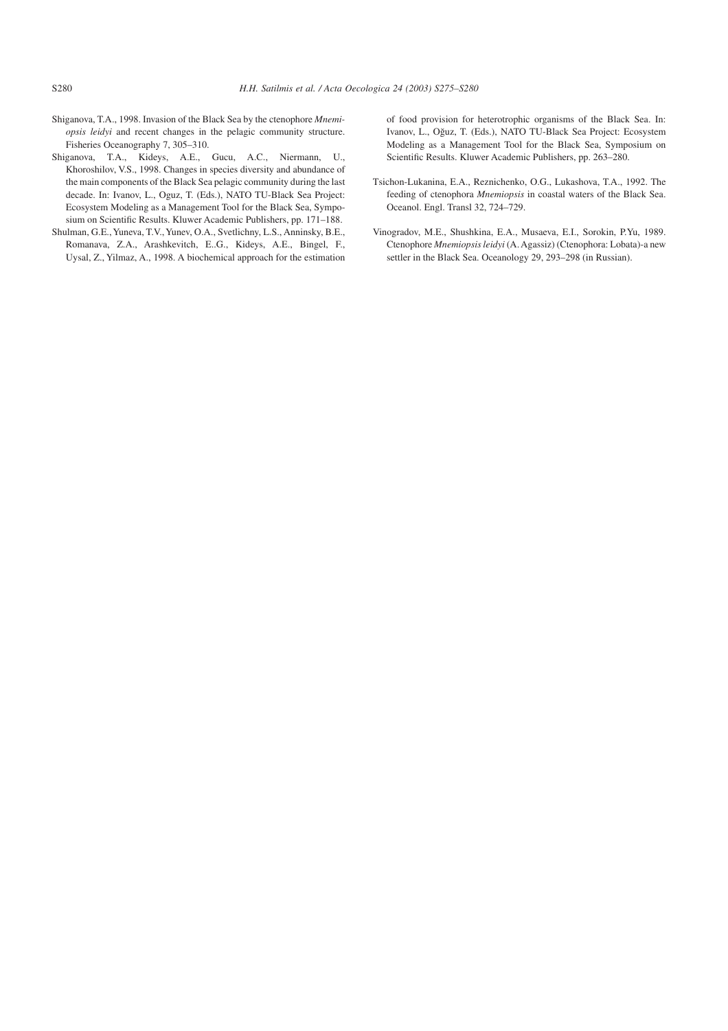Shiganova, T.A., 1998. Invasion of the Black Sea by the ctenophore *Mnemiopsis leidyi* and recent changes in the pelagic community structure. Fisheries Oceanography 7, 305–310.

Shiganova, T.A., Kideys, A.E., Gucu, A.C., Niermann, U., Khoroshilov, V.S., 1998. Changes in species diversity and abundance of the main components of the Black Sea pelagic community during the last decade. In: Ivanov, L., Oguz, T. (Eds.), NATO TU-Black Sea Project: Ecosystem Modeling as a Management Tool for the Black Sea, Symposium on Scientific Results. Kluwer Academic Publishers, pp. 171–188.

Shulman, G.E., Yuneva, T.V., Yunev, O.A., Svetlichny, L.S., Anninsky, B.E., Romanava, Z.A., Arashkevitch, E..G., Kideys, A.E., Bingel, F., Uysal, Z., Yilmaz, A., 1998. A biochemical approach for the estimation of food provision for heterotrophic organisms of the Black Sea. In: Ivanov, L., Oğuz, T. (Eds.), NATO TU-Black Sea Project: Ecosystem Modeling as a Management Tool for the Black Sea, Symposium on Scientific Results. Kluwer Academic Publishers, pp. 263–280.

Tsichon-Lukanina, E.A., Reznichenko, O.G., Lukashova, T.A., 1992. The feeding of ctenophora *Mnemiopsis* in coastal waters of the Black Sea. Oceanol. Engl. Transl 32, 724–729.

Vinogradov, M.E., Shushkina, E.A., Musaeva, E.I., Sorokin, P.Yu, 1989. Ctenophore *Mnemiopsis leidyi* (A. Agassiz) (Ctenophora: Lobata)-a new settler in the Black Sea. Oceanology 29, 293–298 (in Russian).